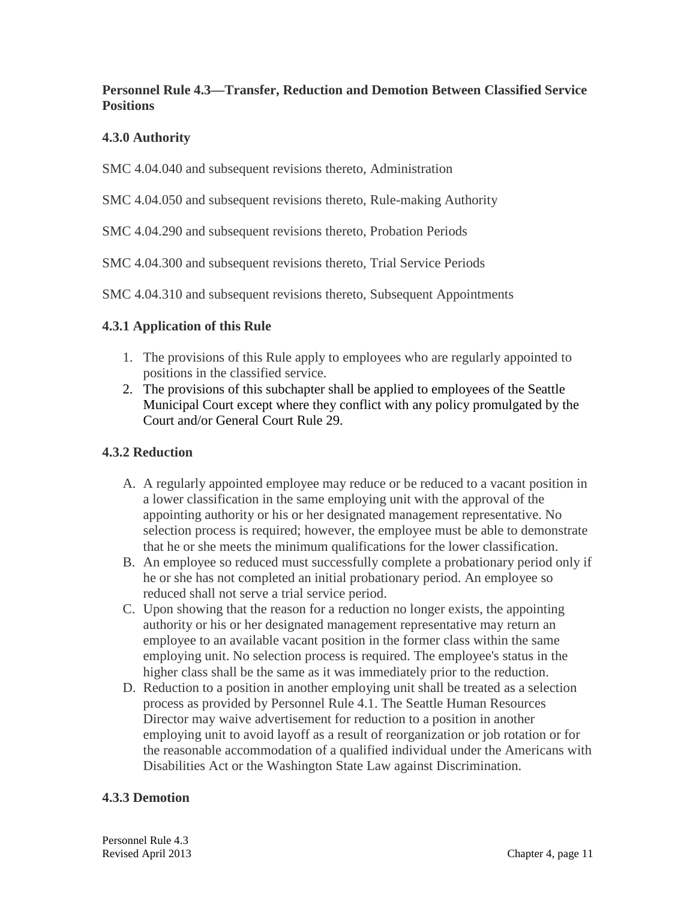## Personnel Rule 4.3—Transfer, Reduction and Demotion Between Classified Service Positions

### 4.3.0 Authority

SMC 4.04.040 and subsequent revisions thereto, Administration

SMC 4.04.050 and subsequent revisions thereto, Rule-making Authority

SMC 4.04.290 and subsequent revisions thereto, Probation Periods

SMC 4.04.300 and subsequent revisions thereto, Trial Service Periods

SMC 4.04.310 and subsequent revisions thereto, Subsequent Appointments

### 4.3.1 Application of this Rule

1. The provisions of this Rule apply to employees who are regularly appointed to positions in the classified service.
2. The provisions of this subchapter shall be applied to employees of the Seattle Municipal Court except where they conflict with any policy promulgated by the Court and/or General Court Rule 29.

### 4.3.2 Reduction

A. A regularly appointed employee may reduce or be reduced to a vacant position in a lower classification in the same employing unit with the approval of the appointing authority or his or her designated management representative. No selection process is required; however, the employee must be able to demonstrate that he or she meets the minimum qualifications for the lower classification.

B. An employee so reduced must successfully complete a probationary period only if he or she has not completed an initial probationary period. An employee so reduced shall not serve a trial service period.

C. Upon showing that the reason for a reduction no longer exists, the appointing authority or his or her designated management representative may return an employee to an available vacant position in the former class within the same employing unit. No selection process is required. The employee's status in the higher class shall be the same as it was immediately prior to the reduction.

D. Reduction to a position in another employing unit shall be treated as a selection process as provided by Personnel Rule 4.1. The Seattle Human Resources Director may waive advertisement for reduction to a position in another employing unit to avoid layoff as a result of reorganization or job rotation or for the reasonable accommodation of a qualified individual under the Americans with Disabilities Act or the Washington State Law against Discrimination.

### 4.3.3 Demotion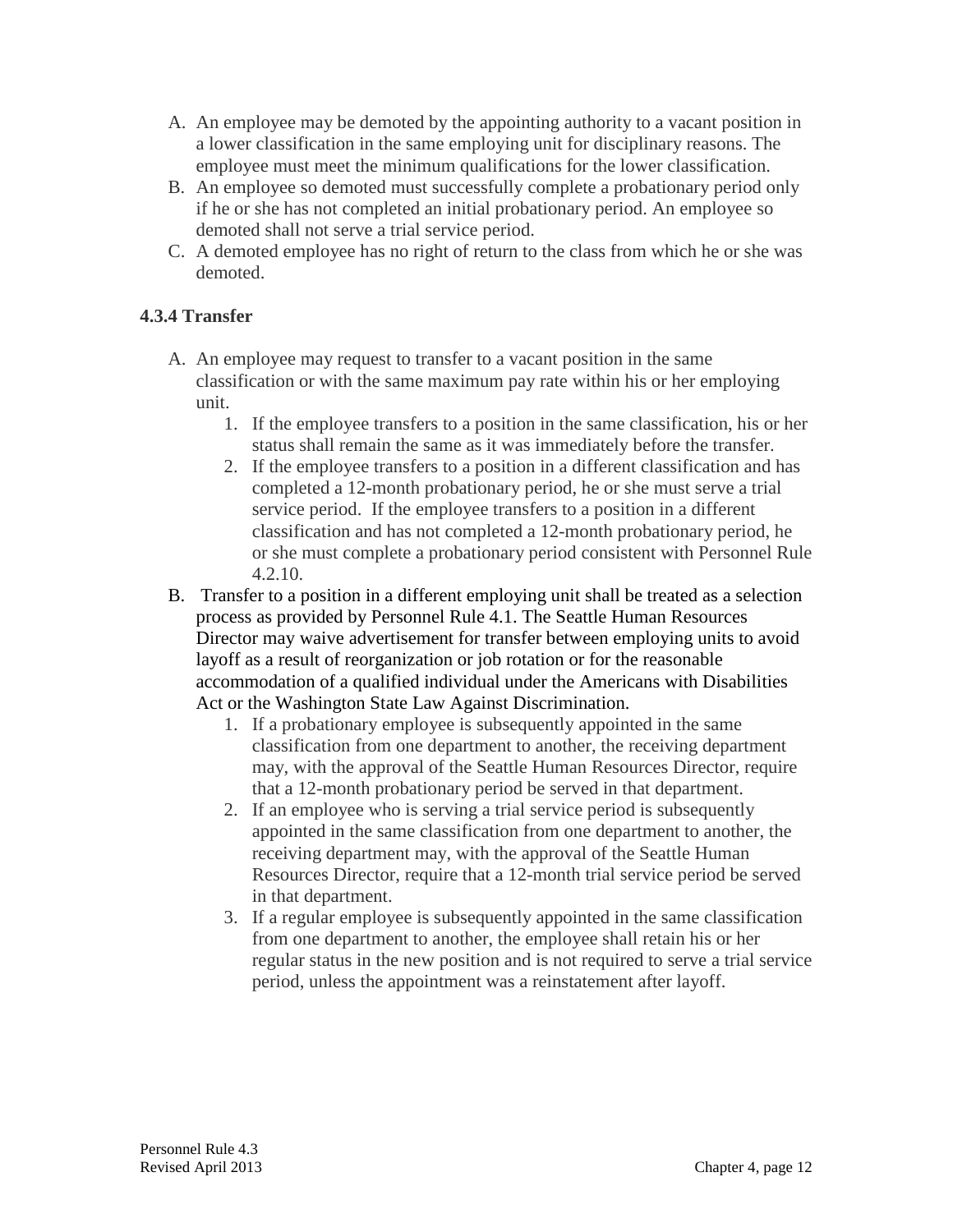A. An employee may be demoted by the appointing authority to a vacant position in a lower classification in the same employing unit for disciplinary reasons. The employee must meet the minimum qualifications for the lower classification.
B. An employee so demoted must successfully complete a probationary period only if he or she has not completed an initial probationary period. An employee so demoted shall not serve a trial service period.
C. A demoted employee has no right of return to the class from which he or she was demoted.

### 4.3.4 Transfer

A. An employee may request to transfer to a vacant position in the same classification or with the same maximum pay rate within his or her employing unit.
   1. If the employee transfers to a position in the same classification, his or her status shall remain the same as it was immediately before the transfer.
   2. If the employee transfers to a position in a different classification and has completed a 12-month probationary period, he or she must serve a trial service period. If the employee transfers to a position in a different classification and has not completed a 12-month probationary period, he or she must complete a probationary period consistent with Personnel Rule 4.2.10.
B. Transfer to a position in a different employing unit shall be treated as a selection process as provided by Personnel Rule 4.1. The Seattle Human Resources Director may waive advertisement for transfer between employing units to avoid layoff as a result of reorganization or job rotation or for the reasonable accommodation of a qualified individual under the Americans with Disabilities Act or the Washington State Law Against Discrimination.
   1. If a probationary employee is subsequently appointed in the same classification from one department to another, the receiving department may, with the approval of the Seattle Human Resources Director, require that a 12-month probationary period be served in that department.
   2. If an employee who is serving a trial service period is subsequently appointed in the same classification from one department to another, the receiving department may, with the approval of the Seattle Human Resources Director, require that a 12-month trial service period be served in that department.
   3. If a regular employee is subsequently appointed in the same classification from one department to another, the employee shall retain his or her regular status in the new position and is not required to serve a trial service period, unless the appointment was a reinstatement after layoff.